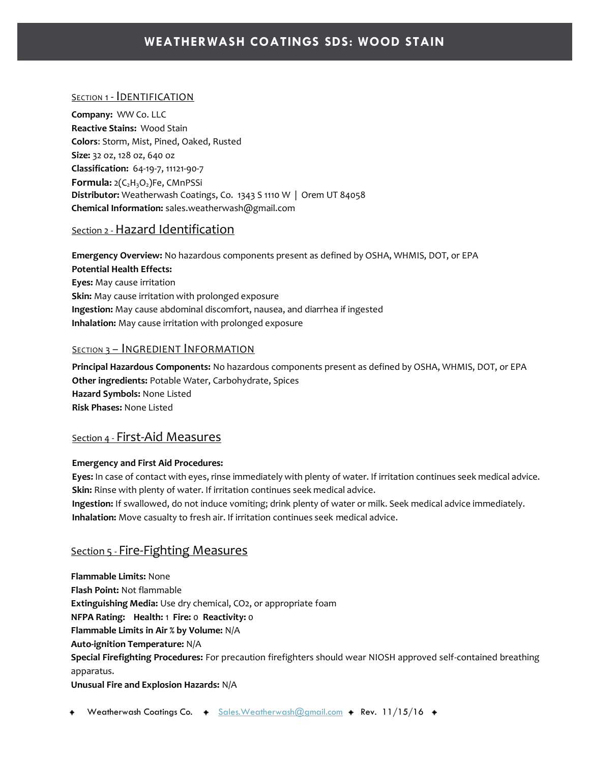# WEATHERWASH COATINGS SDS: WOOD STAIN

## Section 1 - Identification

**Company:** WW Co. LLC
**Reactive Stains:** Wood Stain
**Colors**: Storm, Mist, Pined, Oaked, Rusted
**Size:** 32 oz, 128 oz, 640 oz
**Classification:** 64-19-7, 11121-90-7
**Formula:** $2(C_2H_3O_2)Fe$, CMnPSSi
**Distributor:** Weatherwash Coatings, Co. 1343 S 1110 W | Orem UT 84058
**Chemical Information:** sales.weatherwash@gmail.com

## Section 2 - Hazard Identification

**Emergency Overview:** No hazardous components present as defined by OSHA, WHMIS, DOT, or EPA
**Potential Health Effects:**
**Eyes:** May cause irritation
**Skin:** May cause irritation with prolonged exposure
**Ingestion:** May cause abdominal discomfort, nausea, and diarrhea if ingested
**Inhalation:** May cause irritation with prolonged exposure

## Section 3 – Ingredient Information

**Principal Hazardous Components:** No hazardous components present as defined by OSHA, WHMIS, DOT, or EPA
**Other ingredients:** Potable Water, Carbohydrate, Spices
**Hazard Symbols:** None Listed
**Risk Phases:** None Listed

## Section 4 - First-Aid Measures

**Emergency and First Aid Procedures:**
**Eyes:** In case of contact with eyes, rinse immediately with plenty of water. If irritation continues seek medical advice.
**Skin:** Rinse with plenty of water. If irritation continues seek medical advice.
**Ingestion:** If swallowed, do not induce vomiting; drink plenty of water or milk. Seek medical advice immediately.
**Inhalation:** Move casualty to fresh air. If irritation continues seek medical advice.

## Section 5 - Fire-Fighting Measures

**Flammable Limits:** None
**Flash Point:** Not flammable
**Extinguishing Media:** Use dry chemical, $CO_2$, or appropriate foam
**NFPA Rating:** **Health:** 1 **Fire:** 0 **Reactivity:** 0
**Flammable Limits in Air % by Volume:** N/A
**Auto-ignition Temperature:** N/A
**Special Firefighting Procedures:** For precaution firefighters should wear NIOSH approved self-contained breathing apparatus.
**Unusual Fire and Explosion Hazards:** N/A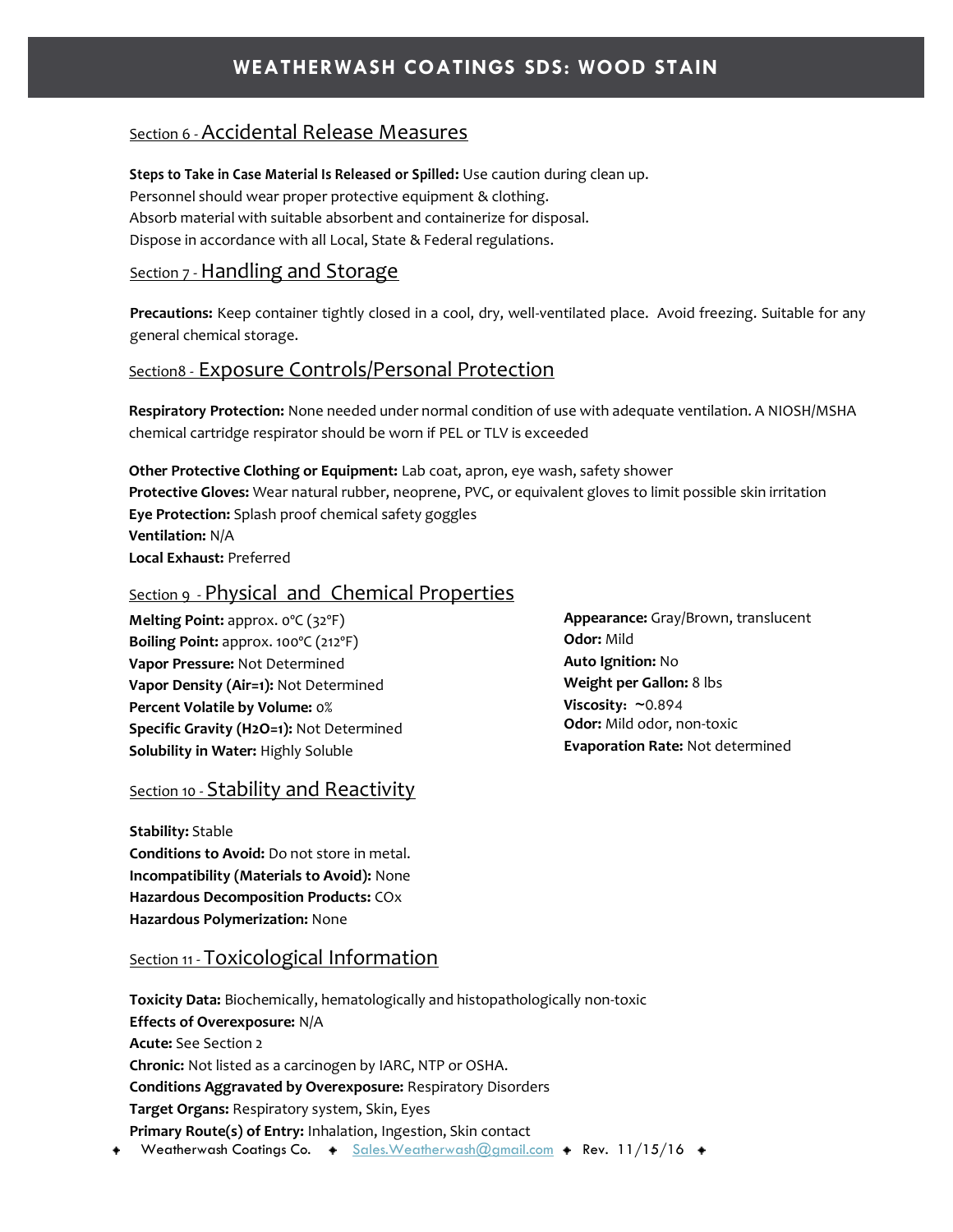# WEATHERWASH COATINGS SDS: WOOD STAIN

## Section 6 - Accidental Release Measures

**Steps to Take in Case Material Is Released or Spilled:** Use caution during clean up.
Personnel should wear proper protective equipment & clothing.
Absorb material with suitable absorbent and containerize for disposal.
Dispose in accordance with all Local, State & Federal regulations.

## Section 7 - Handling and Storage

**Precautions:** Keep container tightly closed in a cool, dry, well-ventilated place. Avoid freezing. Suitable for any general chemical storage.

## Section8 - Exposure Controls/Personal Protection

**Respiratory Protection:** None needed under normal condition of use with adequate ventilation. A NIOSH/MSHA chemical cartridge respirator should be worn if PEL or TLV is exceeded

**Other Protective Clothing or Equipment:** Lab coat, apron, eye wash, safety shower
**Protective Gloves:** Wear natural rubber, neoprene, PVC, or equivalent gloves to limit possible skin irritation
**Eye Protection:** Splash proof chemical safety goggles
**Ventilation:** N/A
**Local Exhaust:** Preferred

## Section 9 - Physical and Chemical Properties

**Melting Point:** approx. 0°C (32°F)
**Boiling Point:** approx. 100°C (212°F)
**Vapor Pressure:** Not Determined
**Vapor Density (Air=1):** Not Determined
**Percent Volatile by Volume:** 0%
**Specific Gravity ($H_2O$=1):** Not Determined
**Solubility in Water:** Highly Soluble

**Appearance:** Gray/Brown, translucent
**Odor:** Mild
**Auto Ignition:** No
**Weight per Gallon:** 8 lbs
**Viscosity:** ~0.894
**Odor:** Mild odor, non-toxic
**Evaporation Rate:** Not determined

## Section 10 - Stability and Reactivity

**Stability:** Stable
**Conditions to Avoid:** Do not store in metal.
**Incompatibility (Materials to Avoid):** None
**Hazardous Decomposition Products:** $CO_x$
**Hazardous Polymerization:** None

## Section 11 - Toxicological Information

**Toxicity Data:** Biochemically, hematologically and histopathologically non-toxic
**Effects of Overexposure:** N/A
**Acute:** See Section 2
**Chronic:** Not listed as a carcinogen by IARC, NTP or OSHA.
**Conditions Aggravated by Overexposure:** Respiratory Disorders
**Target Organs:** Respiratory system, Skin, Eyes
**Primary Route(s) of Entry:** Inhalation, Ingestion, Skin contact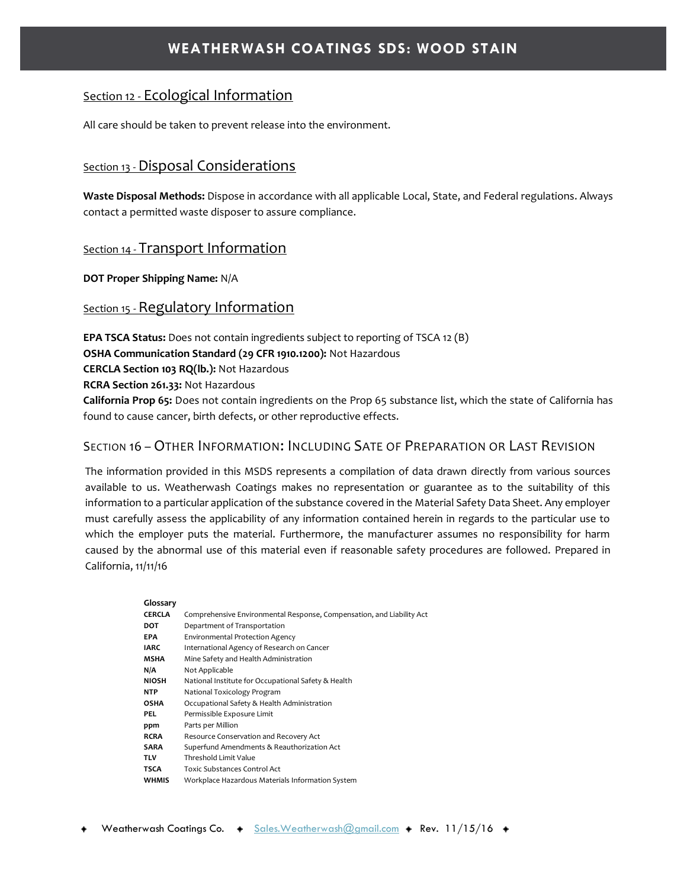## Section 12 - Ecological Information

All care should be taken to prevent release into the environment.

## Section 13 - Disposal Considerations

**Waste Disposal Methods:** Dispose in accordance with all applicable Local, State, and Federal regulations. Always contact a permitted waste disposer to assure compliance.

## Section 14 - Transport Information

**DOT Proper Shipping Name:** N/A

## Section 15 - Regulatory Information

**EPA TSCA Status:** Does not contain ingredients subject to reporting of TSCA 12 (B)
**OSHA Communication Standard (29 CFR 1910.1200):** Not Hazardous
**CERCLA Section 103 RQ(lb.):** Not Hazardous
**RCRA Section 261.33:** Not Hazardous
**California Prop 65:** Does not contain ingredients on the Prop 65 substance list, which the state of California has found to cause cancer, birth defects, or other reproductive effects.

## Section 16 – Other Information: Including Sate of Preparation or Last Revision

The information provided in this MSDS represents a compilation of data drawn directly from various sources available to us. Weatherwash Coatings makes no representation or guarantee as to the suitability of this information to a particular application of the substance covered in the Material Safety Data Sheet. Any employer must carefully assess the applicability of any information contained herein in regards to the particular use to which the employer puts the material. Furthermore, the manufacturer assumes no responsibility for harm caused by the abnormal use of this material even if reasonable safety procedures are followed. Prepared in California, 11/11/16

| Glossary | |
|---|---|
| **CERCLA** | Comprehensive Environmental Response, Compensation, and Liability Act |
| **DOT** | Department of Transportation |
| **EPA** | Environmental Protection Agency |
| **IARC** | International Agency of Research on Cancer |
| **MSHA** | Mine Safety and Health Administration |
| **N/A** | Not Applicable |
| **NIOSH** | National Institute for Occupational Safety & Health |
| **NTP** | National Toxicology Program |
| **OSHA** | Occupational Safety & Health Administration |
| **PEL** | Permissible Exposure Limit |
| **ppm** | Parts per Million |
| **RCRA** | Resource Conservation and Recovery Act |
| **SARA** | Superfund Amendments & Reauthorization Act |
| **TLV** | Threshold Limit Value |
| **TSCA** | Toxic Substances Control Act |
| **WHMIS** | Workplace Hazardous Materials Information System |